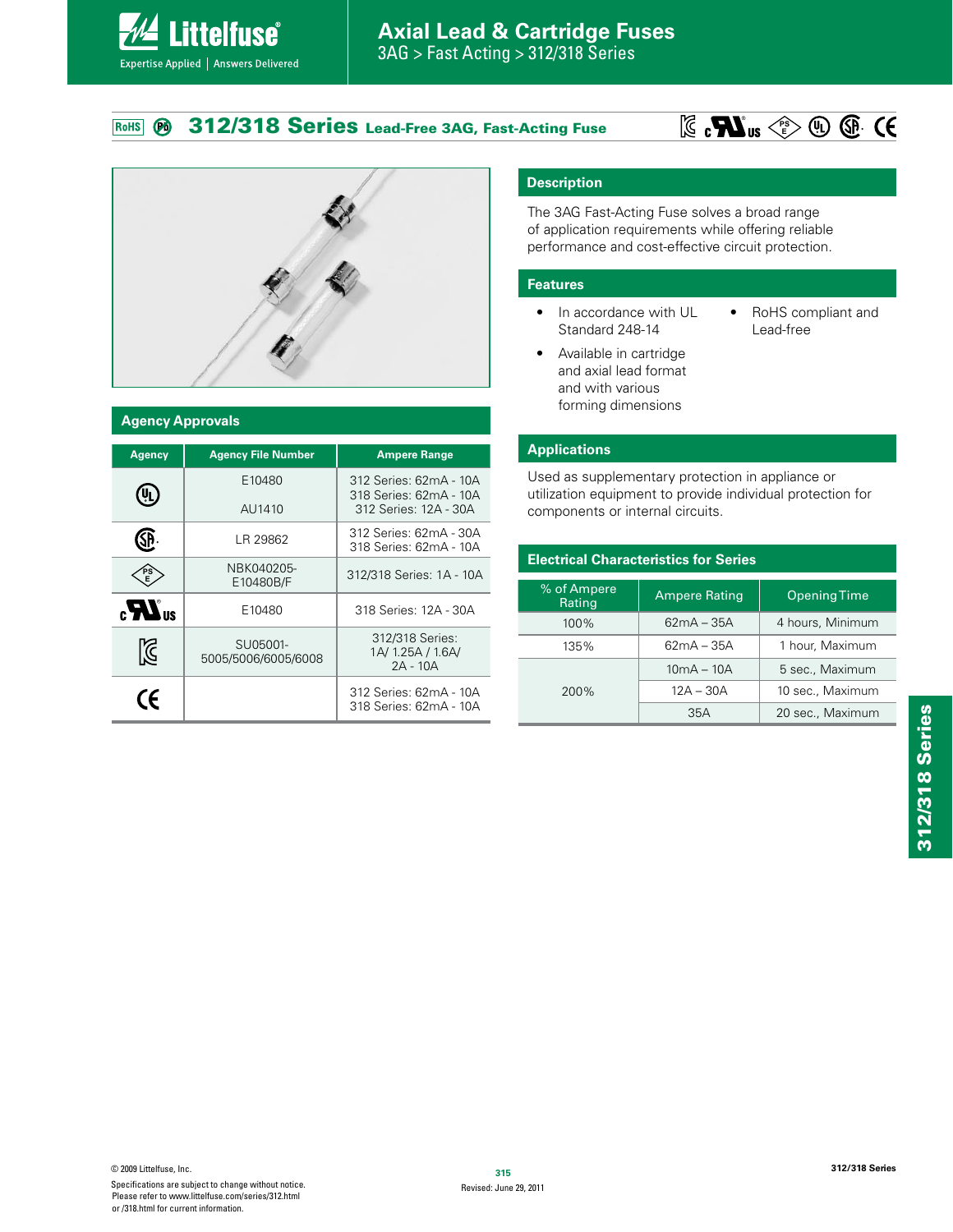# 312/318 Series Lead-Free 3AG, Fast-Acting Fuse

## Description

The 3AG Fast-Acting Fuse solves a broad range of application requirements while offering reliable performance and cost-effective circuit protection.

## Features

- In accordance with UL Standard 248-14
- Available in cartridge and axial lead format and with various forming dimensions
- RoHS compliant and Lead-free

## Applications

Used as supplementary protection in appliance or utilization equipment to provide individual protection for components or internal circuits.

## Agency Approvals

| Agency | Agency File Number | Ampere Range |
|---|---|---|
| UL | E10480<br>AU1410 | 312 Series: 62mA - 10A<br>318 Series: 62mA - 10A<br>312 Series: 12A - 30A |
| CSA | LR 29862 | 312 Series: 62mA - 30A<br>318 Series: 62mA - 10A |
| PSE | NBK040205-E10480B/F | 312/318 Series: 1A - 10A |
| cURus | E10480 | 318 Series: 12A - 30A |
| KC | SU05001-5005/5006/6005/6008 | 312/318 Series:<br>1A/ 1.25A / 1.6A/<br>2A - 10A |
| CE | | 312 Series: 62mA - 10A<br>318 Series: 62mA - 10A |

## Electrical Characteristics for Series

| % of Ampere Rating | Ampere Rating | Opening Time |
|---|---|---|
| 100% | 62mA – 35A | 4 hours, Minimum |
| 135% | 62mA – 35A | 1 hour, Maximum |
| 200% | 10mA – 10A | 5 sec., Maximum |
| | 12A – 30A | 10 sec., Maximum |
| | 35A | 20 sec., Maximum |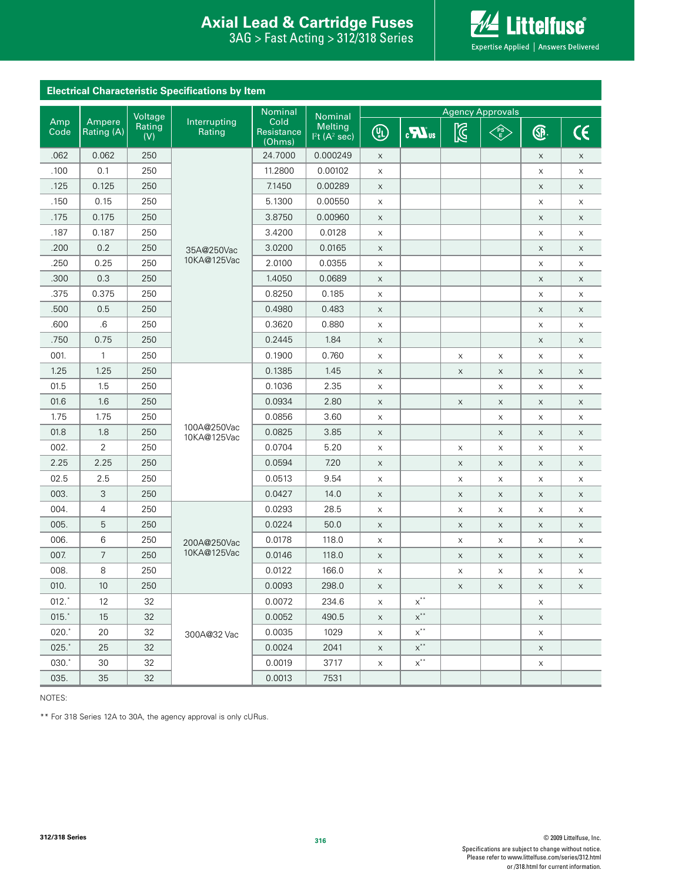## Electrical Characteristic Specifications by Item

| Amp Code | Ampere Rating (A) | Voltage Rating (V) | Interrupting Rating | Nominal Cold Resistance (Ohms) | Nominal Melting $I^2t$ ($A^2$ sec) | Agency Approvals | | | | | |
|---|---|---|---|---|---|---|---|---|---|---|---|
| | | | | | | UL | cURus | KC | PSE | CSA | CE |
| .062 | 0.062 | 250 | 35A@250Vac 10KA@125Vac | 24.7000 | 0.000249 | x | | | | x | x |
| .100 | 0.1 | 250 | | 11.2800 | 0.00102 | x | | | | x | x |
| .125 | 0.125 | 250 | | 7.1450 | 0.00289 | x | | | | x | x |
| .150 | 0.15 | 250 | | 5.1300 | 0.00550 | x | | | | x | x |
| .175 | 0.175 | 250 | | 3.8750 | 0.00960 | x | | | | x | x |
| .187 | 0.187 | 250 | | 3.4200 | 0.0128 | x | | | | x | x |
| .200 | 0.2 | 250 | | 3.0200 | 0.0165 | x | | | | x | x |
| .250 | 0.25 | 250 | | 2.0100 | 0.0355 | x | | | | x | x |
| .300 | 0.3 | 250 | | 1.4050 | 0.0689 | x | | | | x | x |
| .375 | 0.375 | 250 | | 0.8250 | 0.185 | x | | | | x | x |
| .500 | 0.5 | 250 | | 0.4980 | 0.483 | x | | | | x | x |
| .600 | .6 | 250 | | 0.3620 | 0.880 | x | | | | x | x |
| .750 | 0.75 | 250 | | 0.2445 | 1.84 | x | | | | x | x |
| 001. | 1 | 250 | | 0.1900 | 0.760 | x | | x | x | x | x |
| 1.25 | 1.25 | 250 | 100A@250Vac 10KA@125Vac | 0.1385 | 1.45 | x | | x | x | x | x |
| 01.5 | 1.5 | 250 | | 0.1036 | 2.35 | x | | | x | x | x |
| 01.6 | 1.6 | 250 | | 0.0934 | 2.80 | x | | x | x | x | x |
| 1.75 | 1.75 | 250 | | 0.0856 | 3.60 | x | | | x | x | x |
| 01.8 | 1.8 | 250 | | 0.0825 | 3.85 | x | | | x | x | x |
| 002. | 2 | 250 | | 0.0704 | 5.20 | x | | x | x | x | x |
| 2.25 | 2.25 | 250 | | 0.0594 | 7.20 | x | | x | x | x | x |
| 02.5 | 2.5 | 250 | | 0.0513 | 9.54 | x | | x | x | x | x |
| 003. | 3 | 250 | | 0.0427 | 14.0 | x | | x | x | x | x |
| 004. | 4 | 250 | 200A@250Vac 10KA@125Vac | 0.0293 | 28.5 | x | | x | x | x | x |
| 005. | 5 | 250 | | 0.0224 | 50.0 | x | | x | x | x | x |
| 006. | 6 | 250 | | 0.0178 | 118.0 | x | | x | x | x | x |
| 007. | 7 | 250 | | 0.0146 | 118.0 | x | | x | x | x | x |
| 008. | 8 | 250 | | 0.0122 | 166.0 | x | | x | x | x | x |
| 010. | 10 | 250 | | 0.0093 | 298.0 | x | | x | x | x | x |
| 012.* | 12 | 32 | 300A@32 Vac | 0.0072 | 234.6 | x | x** | | | x | |
| 015.* | 15 | 32 | | 0.0052 | 490.5 | x | x** | | | x | |
| 020.* | 20 | 32 | | 0.0035 | 1029 | x | x** | | | x | |
| 025.* | 25 | 32 | | 0.0024 | 2041 | x | x** | | | x | |
| 030.* | 30 | 32 | | 0.0019 | 3717 | x | x** | | | x | |
| 035. | 35 | 32 | | 0.0013 | 7531 | | | | | | |

NOTES:

** For 318 Series 12A to 30A, the agency approval is only cURus.

© 2009 Littelfuse, Inc.
Specifications are subject to change without notice.
Please refer to www.littelfuse.com/series/312.html or /318.html for current information.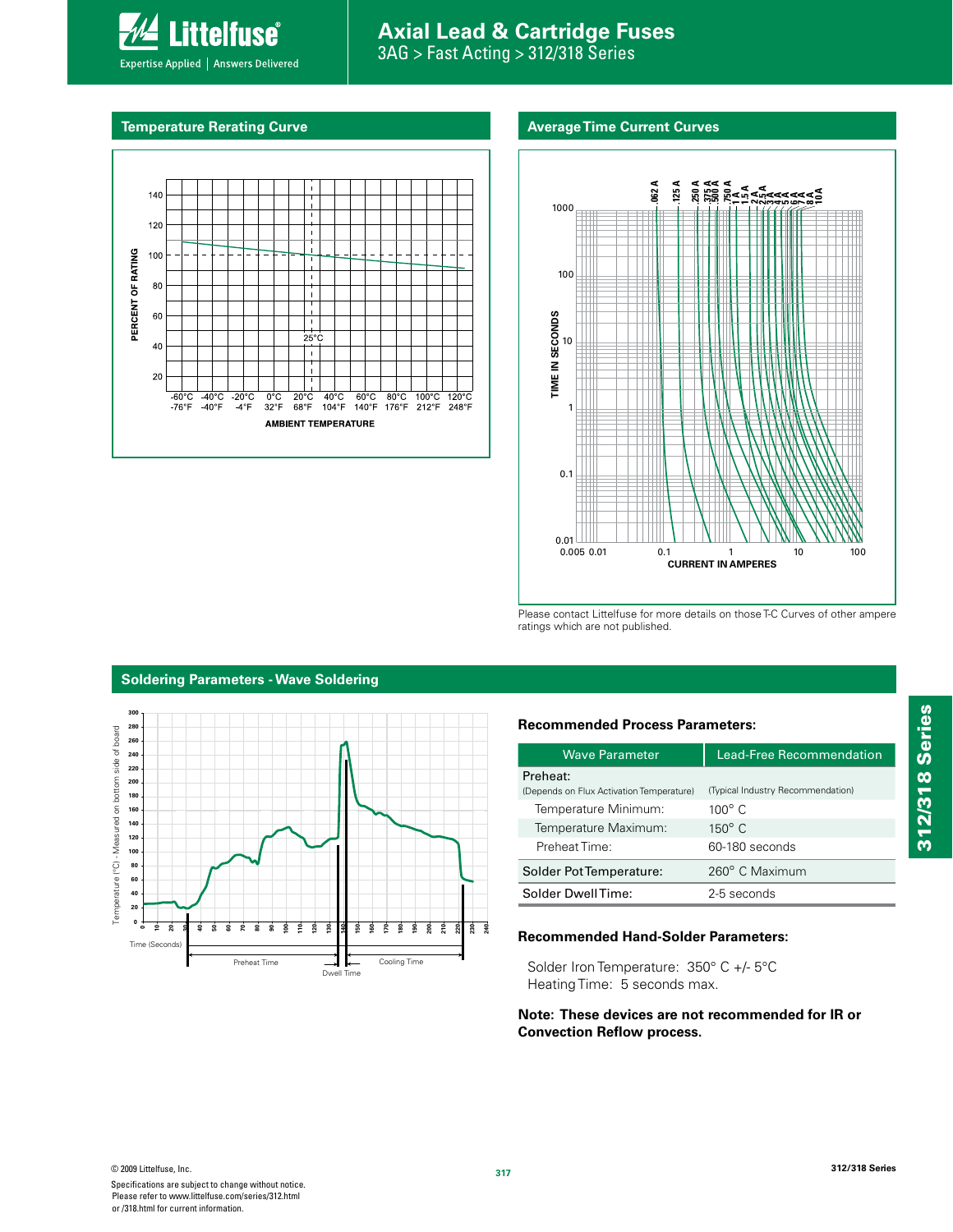## Temperature Rerating Curve

## Average Time Current Curves

Please contact Littelfuse for more details on those T-C Curves of other ampere ratings which are not published.

## Soldering Parameters - Wave Soldering

### Recommended Process Parameters:

| Wave Parameter | Lead-Free Recommendation |
|---|---|
| Preheat: (Depends on Flux Activation Temperature) | (Typical Industry Recommendation) |
| Temperature Minimum: | 100° C |
| Temperature Maximum: | 150° C |
| Preheat Time: | 60-180 seconds |
| Solder Pot Temperature: | 260° C Maximum |
| Solder Dwell Time: | 2-5 seconds |

### Recommended Hand-Solder Parameters:

Solder Iron Temperature: 350° C +/- 5°C
Heating Time: 5 seconds max.

**Note: These devices are not recommended for IR or Convection Reflow process.**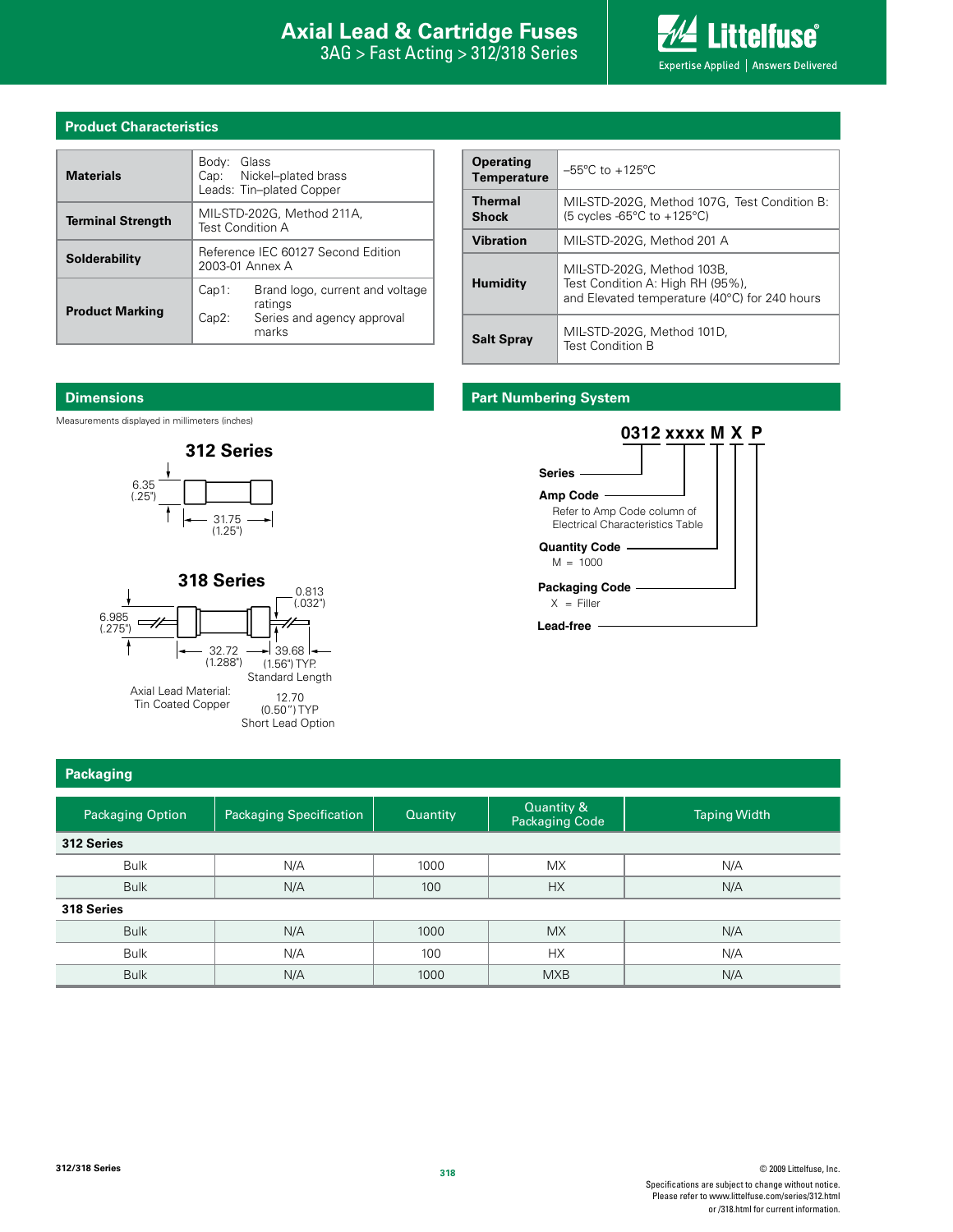# Axial Lead & Cartridge Fuses

3AG > Fast Acting > 312/318 Series

## Product Characteristics

| | |
|---|---|
| **Materials** | Body: Glass<br>Cap: Nickel–plated brass<br>Leads: Tin–plated Copper |
| **Terminal Strength** | MIL-STD-202G, Method 211A, Test Condition A |
| **Solderability** | Reference IEC 60127 Second Edition 2003-01 Annex A |
| **Product Marking** | Cap1: Brand logo, current and voltage ratings<br>Cap2: Series and agency approval marks |

| | |
|---|---|
| **Operating Temperature** | –55ºC to +125ºC |
| **Thermal Shock** | MIL-STD-202G, Method 107G, Test Condition B: (5 cycles -65°C to +125°C) |
| **Vibration** | MIL-STD-202G, Method 201 A |
| **Humidity** | MIL-STD-202G, Method 103B, Test Condition A: High RH (95%), and Elevated temperature (40°C) for 240 hours |
| **Salt Spray** | MIL-STD-202G, Method 101D, Test Condition B |

## Dimensions

Measurements displayed in millimeters (inches)

**312 Series**

6.35
(.25")

31.75
(1.25")

**318 Series**

6.985
(.275")

0.813
(.032")

32.72
(1.288")

39.68
(1.56") TYP.
Standard Length

Axial Lead Material:
Tin Coated Copper

12.70
(0.50") TYP
Short Lead Option

## Part Numbering System

**0312 xxxx M X P**

**Series**

**Amp Code**
Refer to Amp Code column of Electrical Characteristics Table

**Quantity Code**
M = 1000

**Packaging Code**
X = Filler

**Lead-free**

## Packaging

| Packaging Option | Packaging Specification | Quantity | Quantity & Packaging Code | Taping Width |
|---|---|---|---|---|
| **312 Series** | | | | |
| Bulk | N/A | 1000 | MX | N/A |
| Bulk | N/A | 100 | HX | N/A |
| **318 Series** | | | | |
| Bulk | N/A | 1000 | MX | N/A |
| Bulk | N/A | 100 | HX | N/A |
| Bulk | N/A | 1000 | MXB | N/A |

© 2009 Littelfuse, Inc.
Specifications are subject to change without notice.
Please refer to www.littelfuse.com/series/312.html or /318.html for current information.